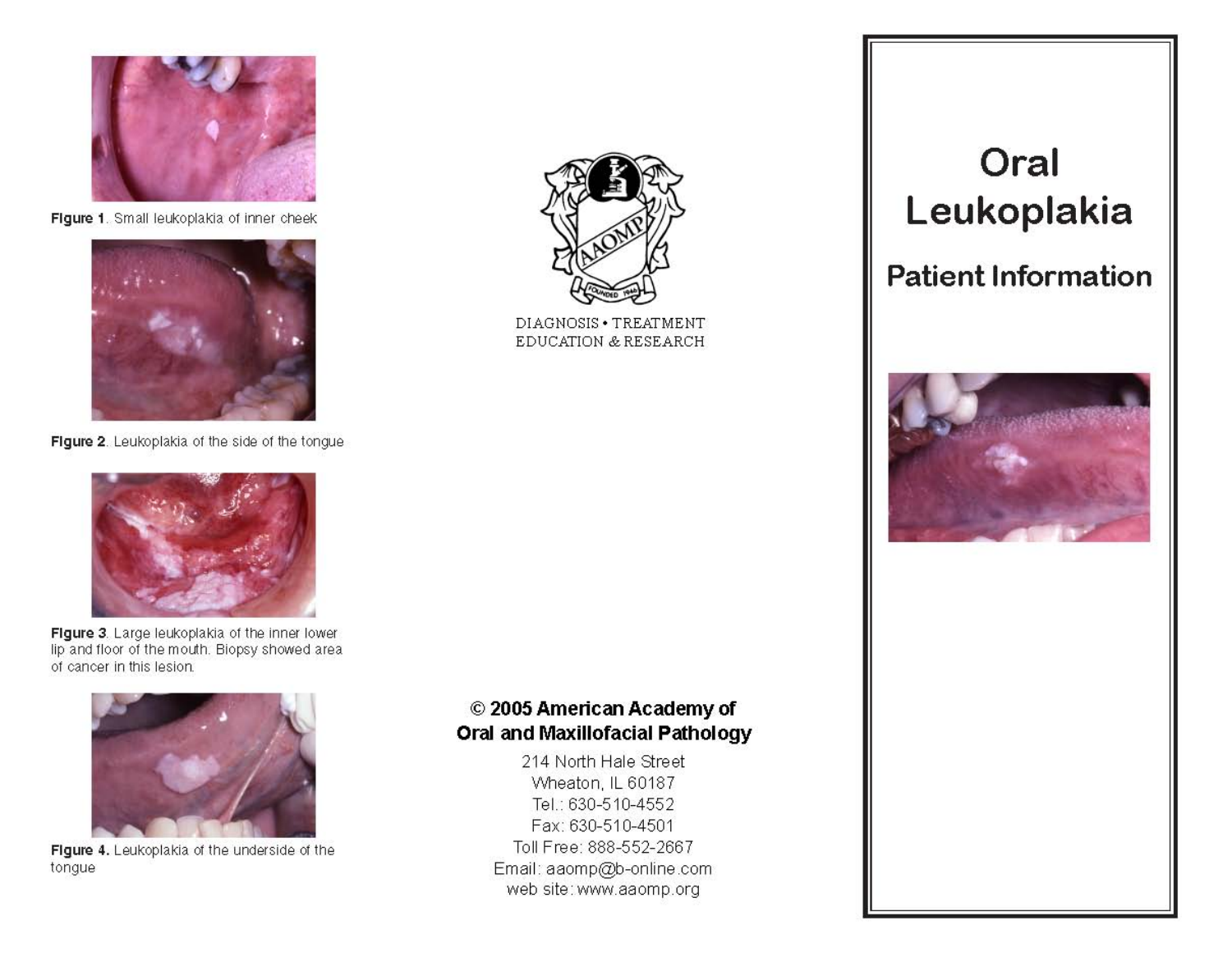Figure 1. Small leukoplakia of inner cheek

Figure 2. Leukoplakia of the side of the tongue

Figure 3. Large leukoplakia of the inner lower lip and floor of the mouth. Biopsy showed area of cancer in this lesion.

Figure 4. Leukoplakia of the underside of the tongue

DIAGNOSIS • TREATMENT
EDUCATION & RESEARCH

**© 2005 American Academy of Oral and Maxillofacial Pathology**

214 North Hale Street
Wheaton, IL 60187
Tel.: 630-510-4552
Fax: 630-510-4501
Toll Free: 888-552-2667
Email: aaomp@b-online.com
web site: www.aaomp.org

# Oral Leukoplakia

## Patient Information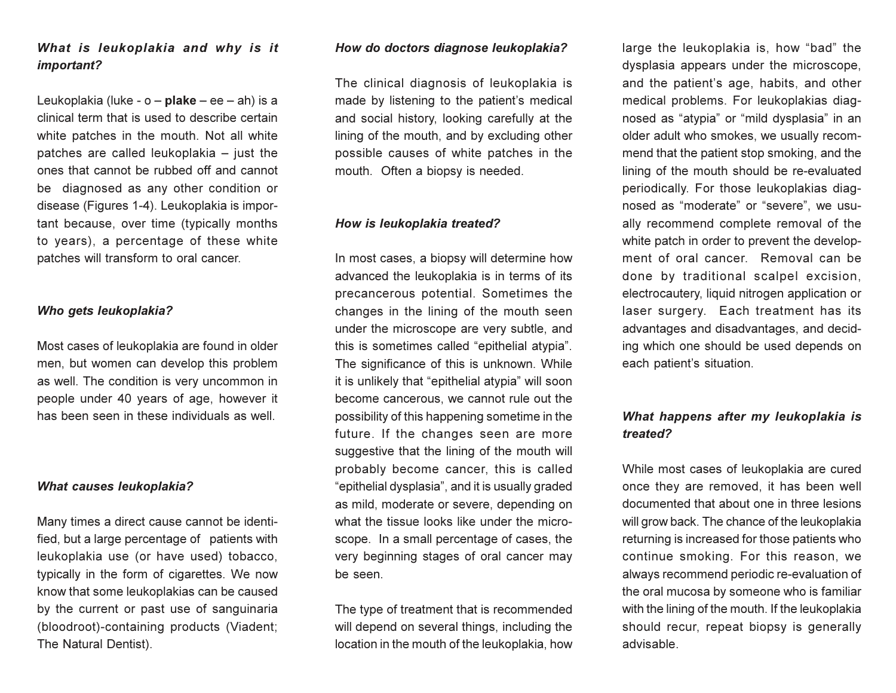### *What is leukoplakia and why is it important?*

Leukoplakia (luke - o – **plake** – ee – ah) is a clinical term that is used to describe certain white patches in the mouth. Not all white patches are called leukoplakia – just the ones that cannot be rubbed off and cannot be diagnosed as any other condition or disease (Figures 1-4). Leukoplakia is important because, over time (typically months to years), a percentage of these white patches will transform to oral cancer.

### *Who gets leukoplakia?*

Most cases of leukoplakia are found in older men, but women can develop this problem as well. The condition is very uncommon in people under 40 years of age, however it has been seen in these individuals as well.

### *What causes leukoplakia?*

Many times a direct cause cannot be identified, but a large percentage of patients with leukoplakia use (or have used) tobacco, typically in the form of cigarettes. We now know that some leukoplakias can be caused by the current or past use of sanguinaria (bloodroot)-containing products (Viadent; The Natural Dentist).

### *How do doctors diagnose leukoplakia?*

The clinical diagnosis of leukoplakia is made by listening to the patient's medical and social history, looking carefully at the lining of the mouth, and by excluding other possible causes of white patches in the mouth. Often a biopsy is needed.

### *How is leukoplakia treated?*

In most cases, a biopsy will determine how advanced the leukoplakia is in terms of its precancerous potential. Sometimes the changes in the lining of the mouth seen under the microscope are very subtle, and this is sometimes called "epithelial atypia". The significance of this is unknown. While it is unlikely that "epithelial atypia" will soon become cancerous, we cannot rule out the possibility of this happening sometime in the future. If the changes seen are more suggestive that the lining of the mouth will probably become cancer, this is called "epithelial dysplasia", and it is usually graded as mild, moderate or severe, depending on what the tissue looks like under the microscope. In a small percentage of cases, the very beginning stages of oral cancer may be seen.

The type of treatment that is recommended will depend on several things, including the location in the mouth of the leukoplakia, how large the leukoplakia is, how "bad" the dysplasia appears under the microscope, and the patient's age, habits, and other medical problems. For leukoplakias diagnosed as "atypia" or "mild dysplasia" in an older adult who smokes, we usually recommend that the patient stop smoking, and the lining of the mouth should be re-evaluated periodically. For those leukoplakias diagnosed as "moderate" or "severe", we usually recommend complete removal of the white patch in order to prevent the development of oral cancer. Removal can be done by traditional scalpel excision, electrocautery, liquid nitrogen application or laser surgery. Each treatment has its advantages and disadvantages, and deciding which one should be used depends on each patient's situation.

### *What happens after my leukoplakia is treated?*

While most cases of leukoplakia are cured once they are removed, it has been well documented that about one in three lesions will grow back. The chance of the leukoplakia returning is increased for those patients who continue smoking. For this reason, we always recommend periodic re-evaluation of the oral mucosa by someone who is familiar with the lining of the mouth. If the leukoplakia should recur, repeat biopsy is generally advisable.